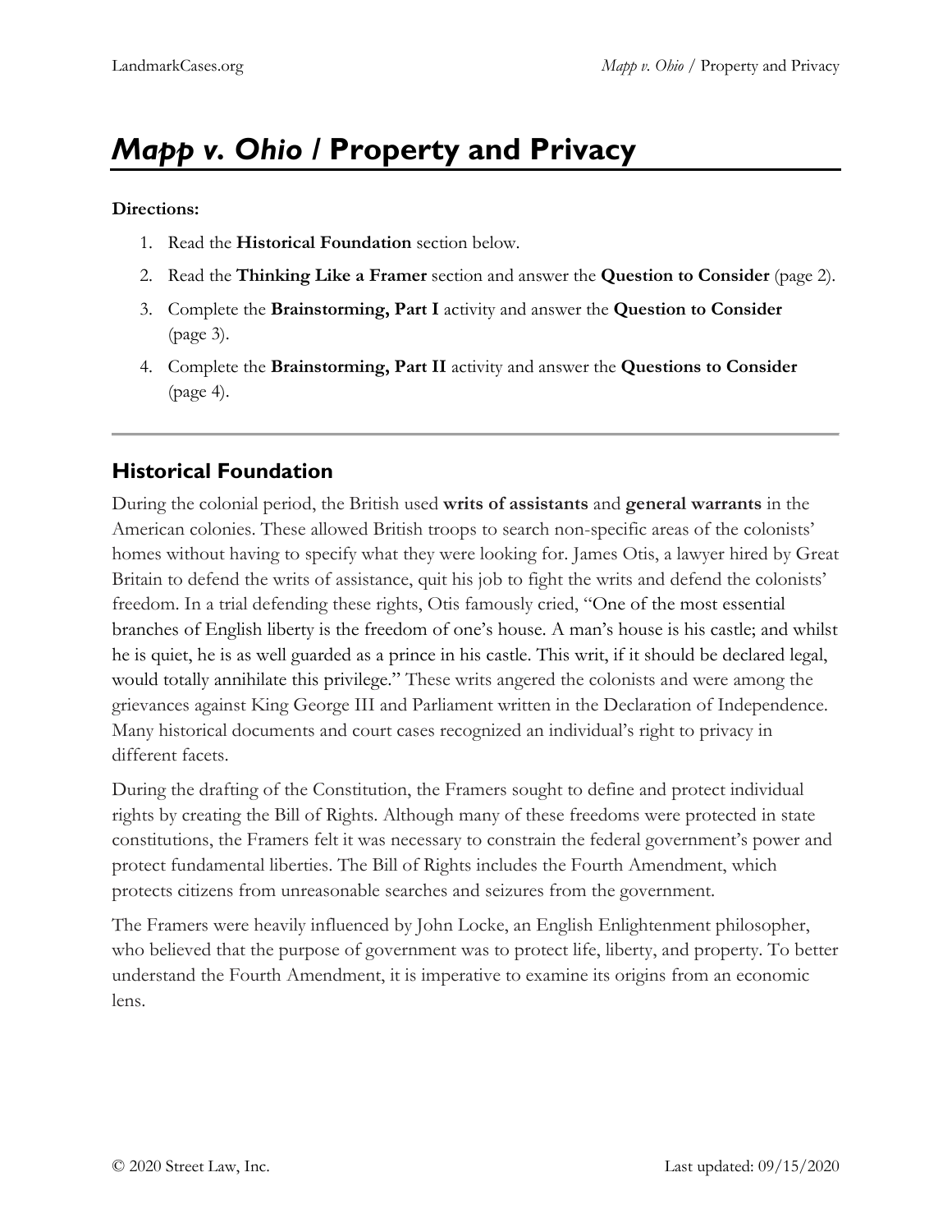# *Mapp v. Ohio* / Property and Privacy

**Directions:**

1. Read the **Historical Foundation** section below.
2. Read the **Thinking Like a Framer** section and answer the **Question to Consider** (page 2).
3. Complete the **Brainstorming, Part I** activity and answer the **Question to Consider** (page 3).
4. Complete the **Brainstorming, Part II** activity and answer the **Questions to Consider** (page 4).

---

## Historical Foundation

During the colonial period, the British used **writs of assistants** and **general warrants** in the American colonies. These allowed British troops to search non-specific areas of the colonists' homes without having to specify what they were looking for. James Otis, a lawyer hired by Great Britain to defend the writs of assistance, quit his job to fight the writs and defend the colonists' freedom. In a trial defending these rights, Otis famously cried, "One of the most essential branches of English liberty is the freedom of one's house. A man's house is his castle; and whilst he is quiet, he is as well guarded as a prince in his castle. This writ, if it should be declared legal, would totally annihilate this privilege." These writs angered the colonists and were among the grievances against King George III and Parliament written in the Declaration of Independence. Many historical documents and court cases recognized an individual's right to privacy in different facets.

During the drafting of the Constitution, the Framers sought to define and protect individual rights by creating the Bill of Rights. Although many of these freedoms were protected in state constitutions, the Framers felt it was necessary to constrain the federal government's power and protect fundamental liberties. The Bill of Rights includes the Fourth Amendment, which protects citizens from unreasonable searches and seizures from the government.

The Framers were heavily influenced by John Locke, an English Enlightenment philosopher, who believed that the purpose of government was to protect life, liberty, and property. To better understand the Fourth Amendment, it is imperative to examine its origins from an economic lens.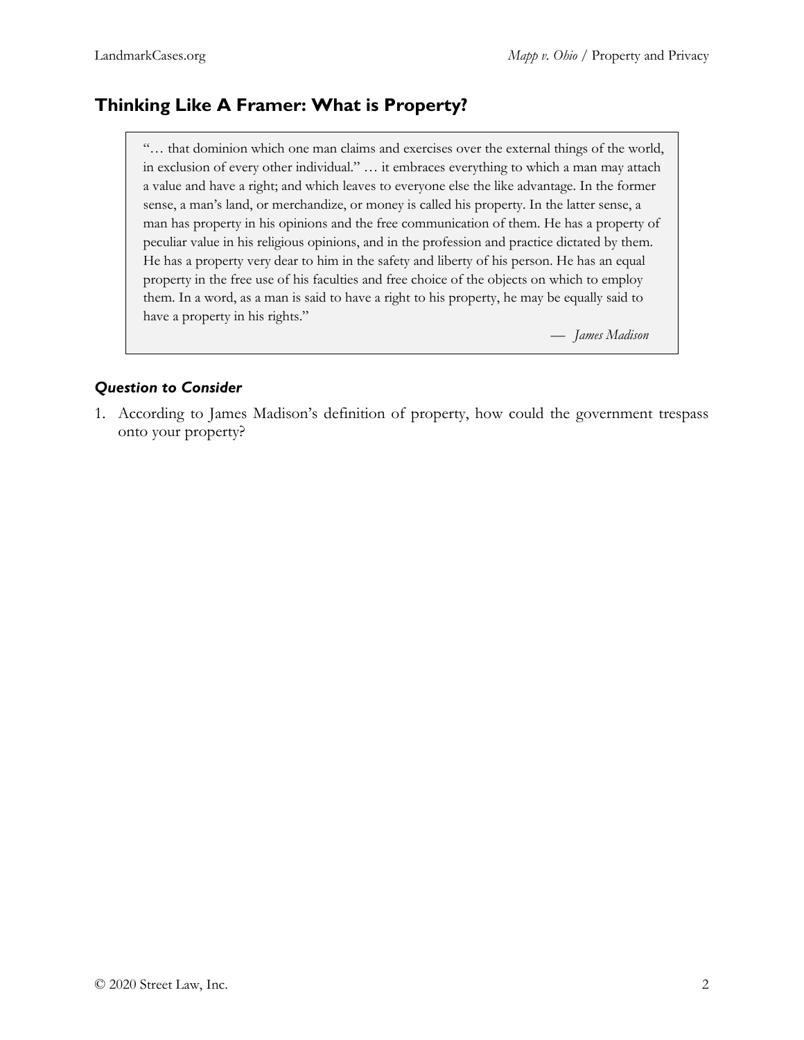## Thinking Like A Framer: What is Property?

> "… that dominion which one man claims and exercises over the external things of the world, in exclusion of every other individual." … it embraces everything to which a man may attach a value and have a right; and which leaves to everyone else the like advantage. In the former sense, a man's land, or merchandize, or money is called his property. In the latter sense, a man has property in his opinions and the free communication of them. He has a property of peculiar value in his religious opinions, and in the profession and practice dictated by them. He has a property very dear to him in the safety and liberty of his person. He has an equal property in the free use of his faculties and free choice of the objects on which to employ them. In a word, as a man is said to have a right to his property, he may be equally said to have a property in his rights."
>
> — *James Madison*

### *Question to Consider*

1. According to James Madison's definition of property, how could the government trespass onto your property?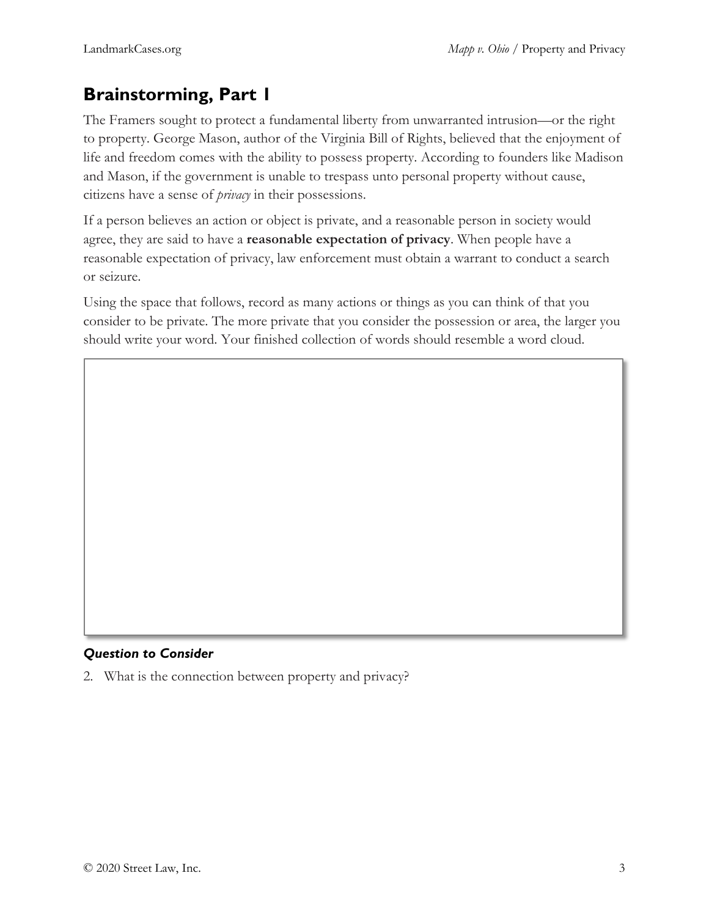## Brainstorming, Part 1

The Framers sought to protect a fundamental liberty from unwarranted intrusion—or the right to property. George Mason, author of the Virginia Bill of Rights, believed that the enjoyment of life and freedom comes with the ability to possess property. According to founders like Madison and Mason, if the government is unable to trespass unto personal property without cause, citizens have a sense of *privacy* in their possessions.

If a person believes an action or object is private, and a reasonable person in society would agree, they are said to have a **reasonable expectation of privacy**. When people have a reasonable expectation of privacy, law enforcement must obtain a warrant to conduct a search or seizure.

Using the space that follows, record as many actions or things as you can think of that you consider to be private. The more private that you consider the possession or area, the larger you should write your word. Your finished collection of words should resemble a word cloud.

### *Question to Consider*

2. What is the connection between property and privacy?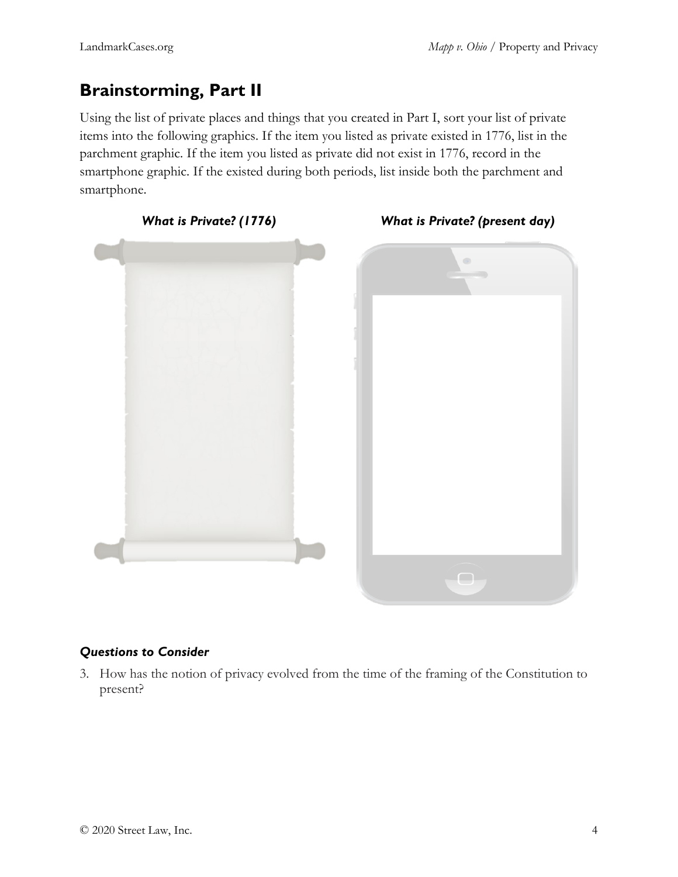## Brainstorming, Part II

Using the list of private places and things that you created in Part I, sort your list of private items into the following graphics. If the item you listed as private existed in 1776, list in the parchment graphic. If the item you listed as private did not exist in 1776, record in the smartphone graphic. If the existed during both periods, list inside both the parchment and smartphone.

***What is Private? (1776)***

***What is Private? (present day)***

### *Questions to Consider*

3. How has the notion of privacy evolved from the time of the framing of the Constitution to present?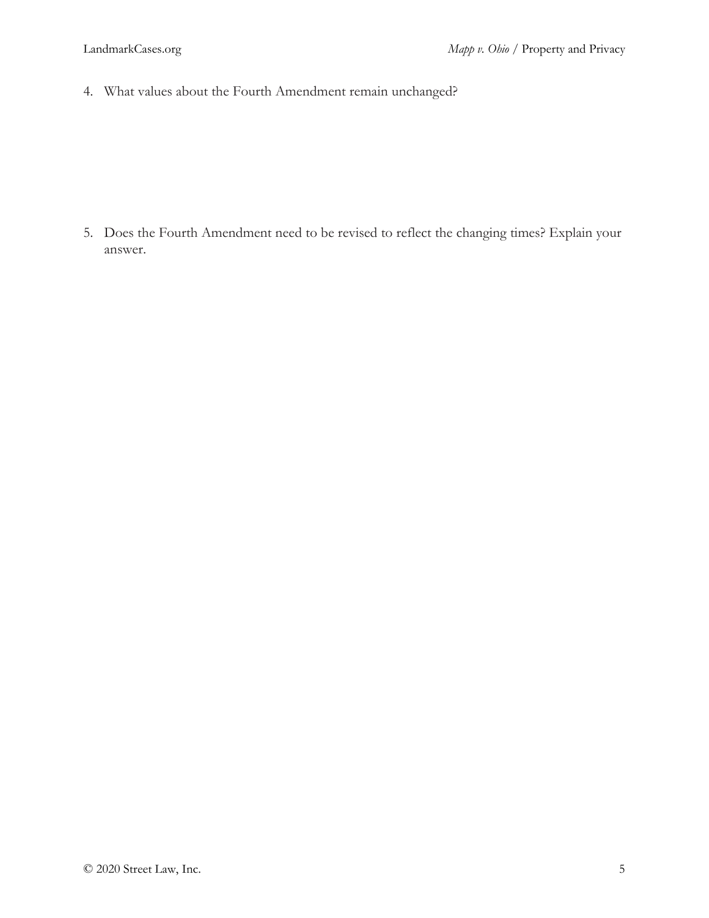4. What values about the Fourth Amendment remain unchanged?

5. Does the Fourth Amendment need to be revised to reflect the changing times? Explain your answer.